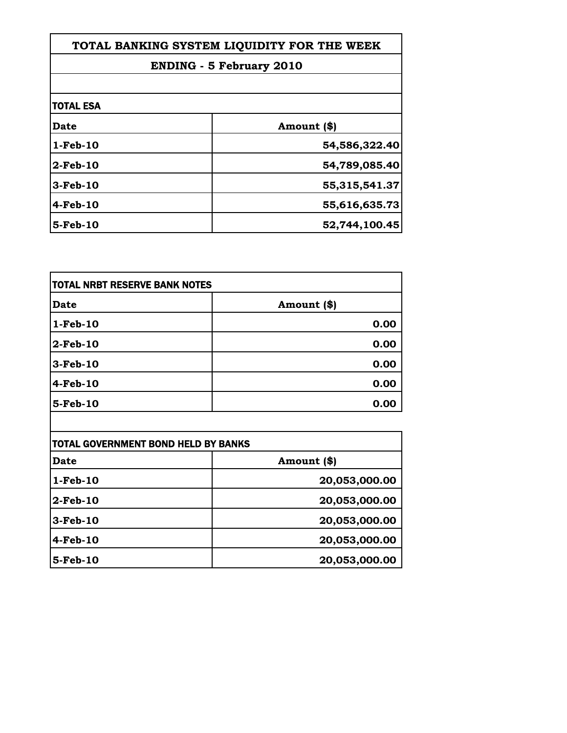# TOTAL BANKING SYSTEM LIQUIDITY FOR THE WEEK

## ENDING - 5 February 2010

### TOTAL ESA

| Date | Amount ($) |
|---|---|
| 1-Feb-10 | 54,586,322.40 |
| 2-Feb-10 | 54,789,085.40 |
| 3-Feb-10 | 55,315,541.37 |
| 4-Feb-10 | 55,616,635.73 |
| 5-Feb-10 | 52,744,100.45 |

### TOTAL NRBT RESERVE BANK NOTES

| Date | Amount ($) |
|---|---|
| 1-Feb-10 | 0.00 |
| 2-Feb-10 | 0.00 |
| 3-Feb-10 | 0.00 |
| 4-Feb-10 | 0.00 |
| 5-Feb-10 | 0.00 |

### TOTAL GOVERNMENT BOND HELD BY BANKS

| Date | Amount ($) |
|---|---|
| 1-Feb-10 | 20,053,000.00 |
| 2-Feb-10 | 20,053,000.00 |
| 3-Feb-10 | 20,053,000.00 |
| 4-Feb-10 | 20,053,000.00 |
| 5-Feb-10 | 20,053,000.00 |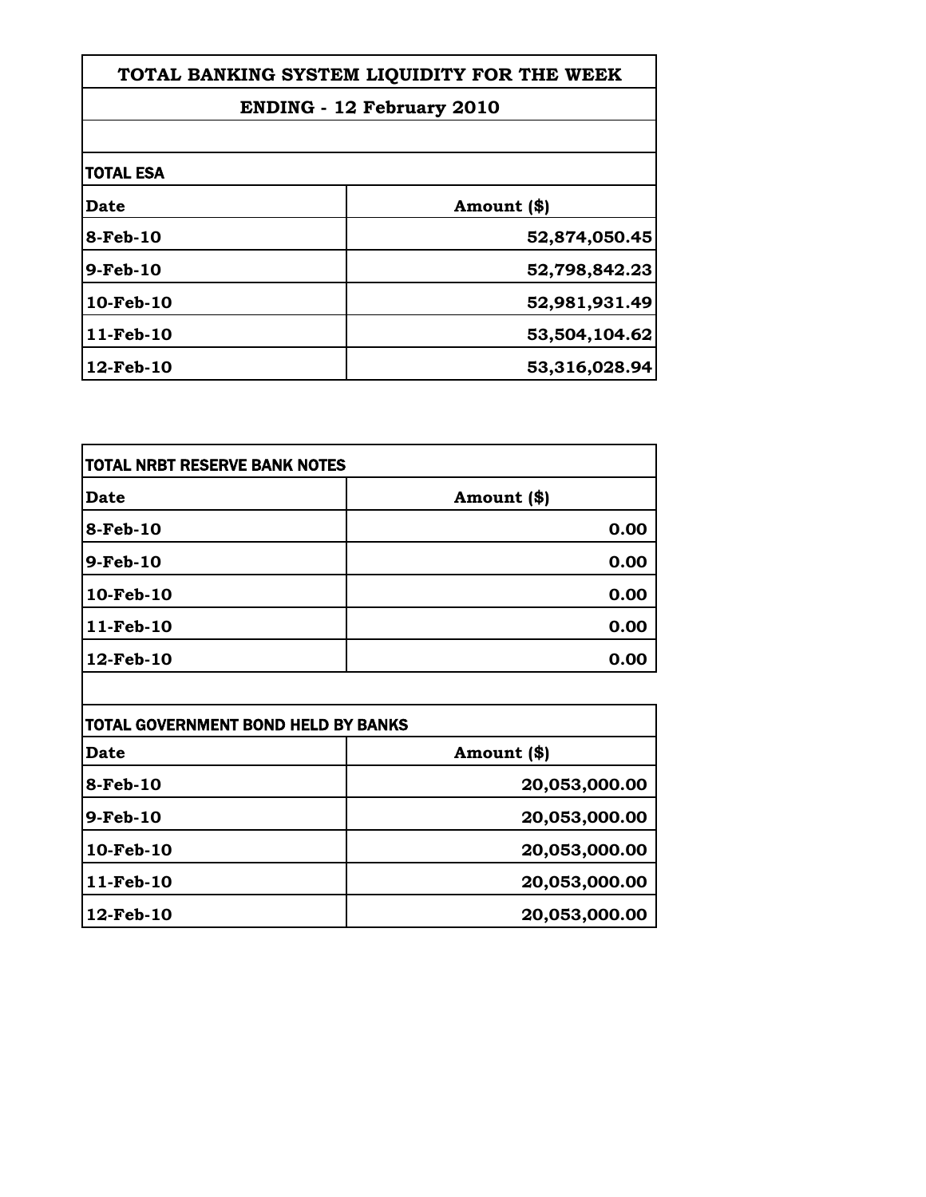# TOTAL BANKING SYSTEM LIQUIDITY FOR THE WEEK

## ENDING - 12 February 2010

### TOTAL ESA

| Date | Amount ($) |
|---|---|
| 8-Feb-10 | 52,874,050.45 |
| 9-Feb-10 | 52,798,842.23 |
| 10-Feb-10 | 52,981,931.49 |
| 11-Feb-10 | 53,504,104.62 |
| 12-Feb-10 | 53,316,028.94 |

### TOTAL NRBT RESERVE BANK NOTES

| Date | Amount ($) |
|---|---|
| 8-Feb-10 | 0.00 |
| 9-Feb-10 | 0.00 |
| 10-Feb-10 | 0.00 |
| 11-Feb-10 | 0.00 |
| 12-Feb-10 | 0.00 |

### TOTAL GOVERNMENT BOND HELD BY BANKS

| Date | Amount ($) |
|---|---|
| 8-Feb-10 | 20,053,000.00 |
| 9-Feb-10 | 20,053,000.00 |
| 10-Feb-10 | 20,053,000.00 |
| 11-Feb-10 | 20,053,000.00 |
| 12-Feb-10 | 20,053,000.00 |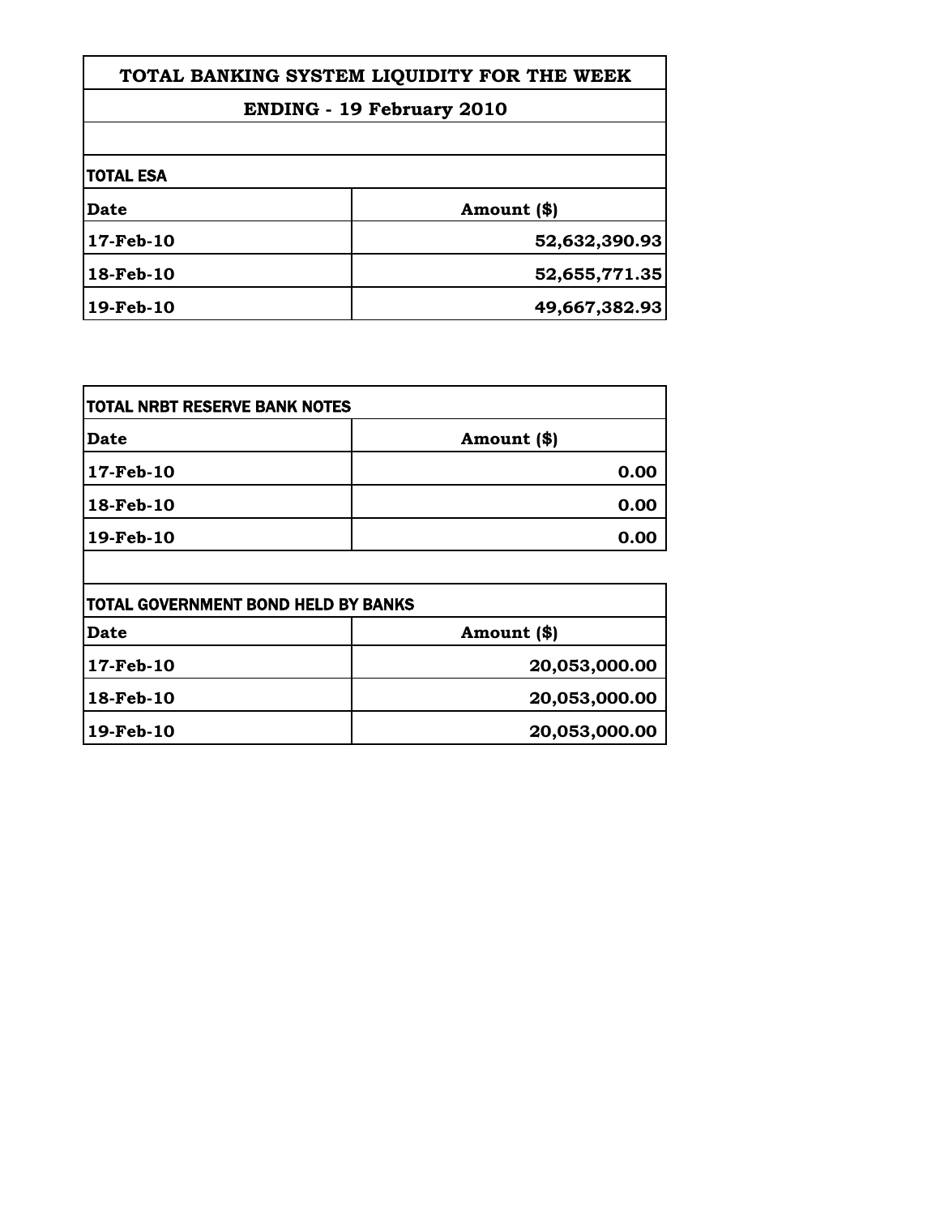# TOTAL BANKING SYSTEM LIQUIDITY FOR THE WEEK

## ENDING - 19 February 2010

**TOTAL ESA**

| Date | Amount ($) |
| --- | --- |
| 17-Feb-10 | 52,632,390.93 |
| 18-Feb-10 | 52,655,771.35 |
| 19-Feb-10 | 49,667,382.93 |

**TOTAL NRBT RESERVE BANK NOTES**

| Date | Amount ($) |
| --- | --- |
| 17-Feb-10 | 0.00 |
| 18-Feb-10 | 0.00 |
| 19-Feb-10 | 0.00 |

**TOTAL GOVERNMENT BOND HELD BY BANKS**

| Date | Amount ($) |
| --- | --- |
| 17-Feb-10 | 20,053,000.00 |
| 18-Feb-10 | 20,053,000.00 |
| 19-Feb-10 | 20,053,000.00 |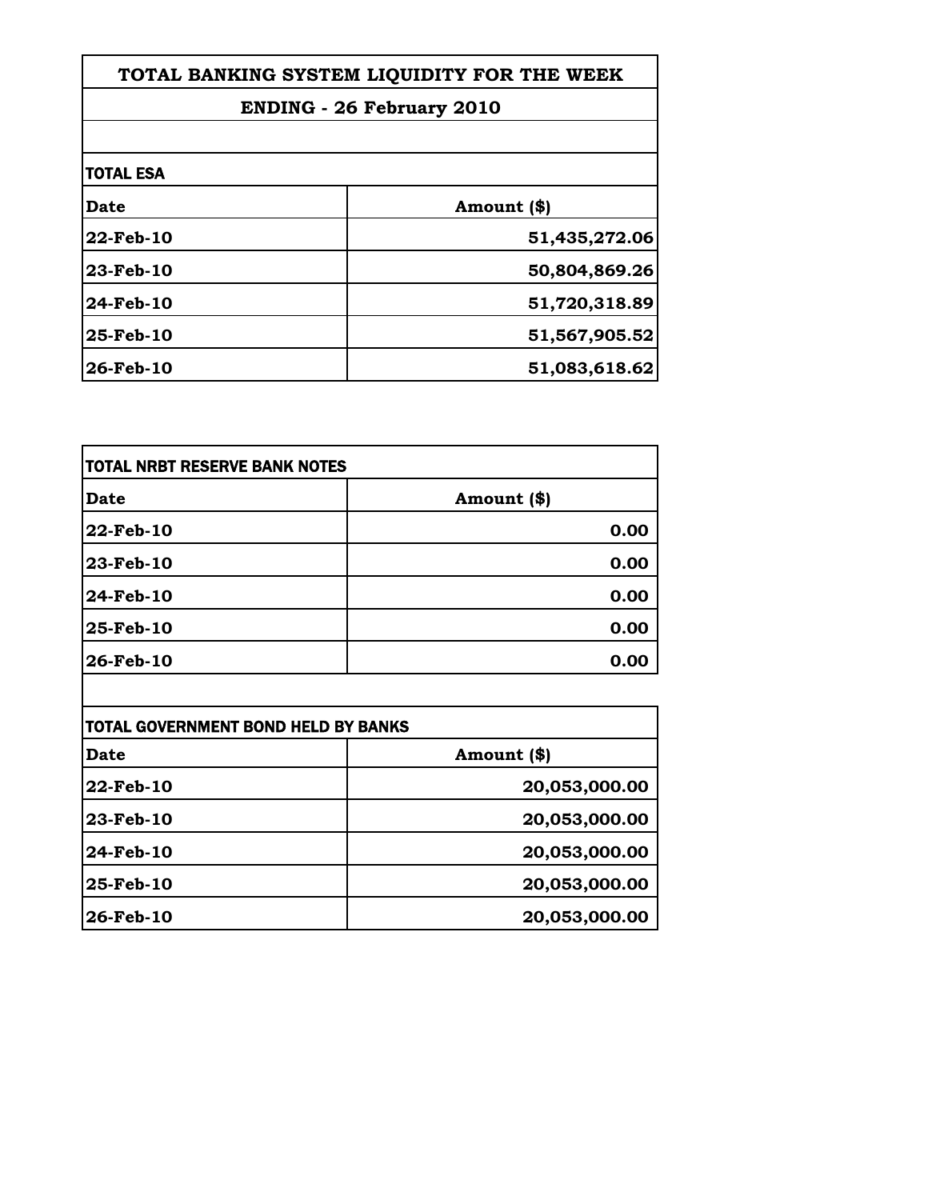# TOTAL BANKING SYSTEM LIQUIDITY FOR THE WEEK

## ENDING - 26 February 2010

**TOTAL ESA**

| Date | Amount ($) |
|---|---|
| 22-Feb-10 | 51,435,272.06 |
| 23-Feb-10 | 50,804,869.26 |
| 24-Feb-10 | 51,720,318.89 |
| 25-Feb-10 | 51,567,905.52 |
| 26-Feb-10 | 51,083,618.62 |

**TOTAL NRBT RESERVE BANK NOTES**

| Date | Amount ($) |
|---|---|
| 22-Feb-10 | 0.00 |
| 23-Feb-10 | 0.00 |
| 24-Feb-10 | 0.00 |
| 25-Feb-10 | 0.00 |
| 26-Feb-10 | 0.00 |

**TOTAL GOVERNMENT BOND HELD BY BANKS**

| Date | Amount ($) |
|---|---|
| 22-Feb-10 | 20,053,000.00 |
| 23-Feb-10 | 20,053,000.00 |
| 24-Feb-10 | 20,053,000.00 |
| 25-Feb-10 | 20,053,000.00 |
| 26-Feb-10 | 20,053,000.00 |